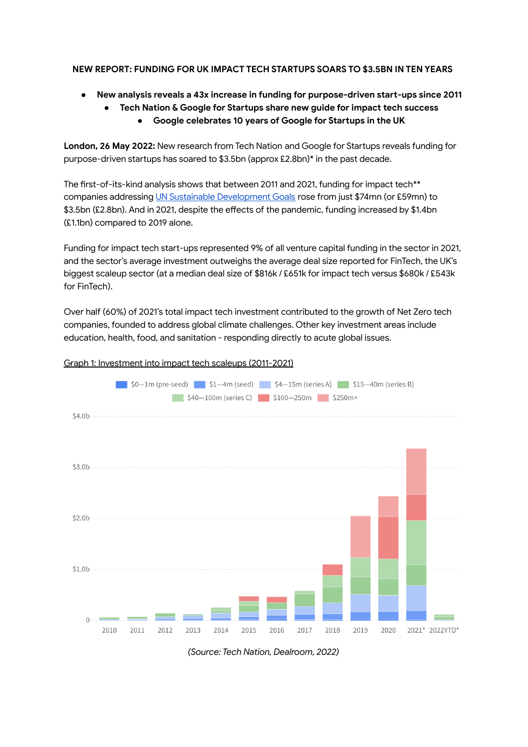**NEW REPORT: FUNDING FOR UK IMPACT TECH STARTUPS SOARS TO $3.5BN IN TEN YEARS**

- **New analysis reveals a 43x increase in funding for purpose-driven start-ups since 2011**
  - **Tech Nation & Google for Startups share new guide for impact tech success**
    - **Google celebrates 10 years of Google for Startups in the UK**

**London, 26 May 2022:** New research from Tech Nation and Google for Startups reveals funding for purpose-driven startups has soared to $3.5bn (approx £2.8bn)* in the past decade.

The first-of-its-kind analysis shows that between 2011 and 2021, funding for impact tech** companies addressing [UN Sustainable Development Goals](#) rose from just $74mn (or £59mn) to $3.5bn (£2.8bn). And in 2021, despite the effects of the pandemic, funding increased by $1.4bn (£1.1bn) compared to 2019 alone.

Funding for impact tech start-ups represented 9% of all venture capital funding in the sector in 2021, and the sector's average investment outweighs the average deal size reported for FinTech, the UK's biggest scaleup sector (at a median deal size of $816k / £651k for impact tech versus $680k / £543k for FinTech).

Over half (60%) of 2021's total impact tech investment contributed to the growth of Net Zero tech companies, founded to address global climate challenges. Other key investment areas include education, health, food, and sanitation - responding directly to acute global issues.

Graph 1: Investment into impact tech scaleups (2011-2021)

Legend: $0—1m (pre-seed), $1—4m (seed), $4—15m (series A), $15—40m (series B), $40—100m (series C), $100—250m, $250m+

Y-axis: 0, $1.0b, $2.0b, $3.0b, $4.0b

X-axis: 2010, 2011, 2012, 2013, 2014, 2015, 2016, 2017, 2018, 2019, 2020, 2021*, 2022YTD*

*(Source: Tech Nation, Dealroom, 2022)*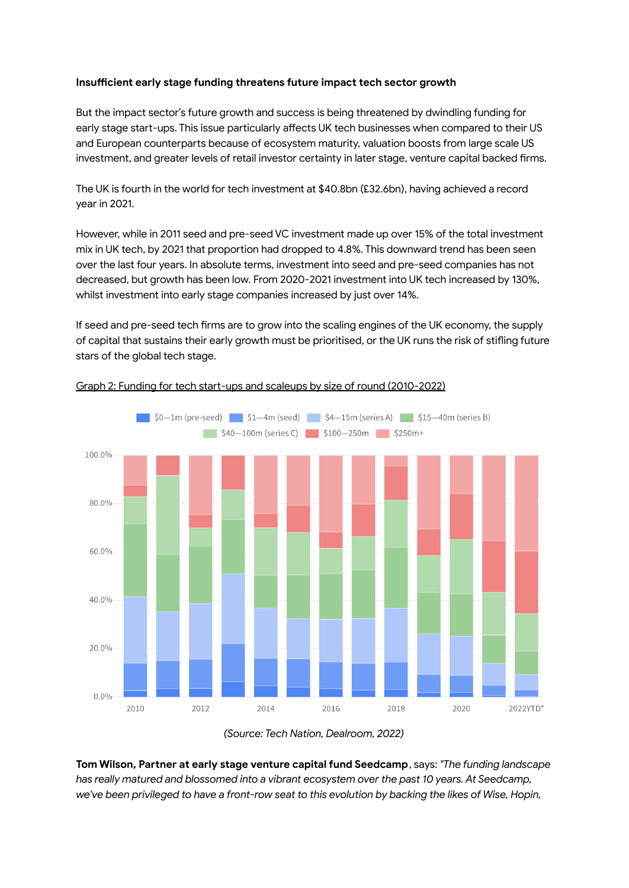**Insufficient early stage funding threatens future impact tech sector growth**

But the impact sector's future growth and success is being threatened by dwindling funding for early stage start-ups. This issue particularly affects UK tech businesses when compared to their US and European counterparts because of ecosystem maturity, valuation boosts from large scale US investment, and greater levels of retail investor certainty in later stage, venture capital backed firms.

The UK is fourth in the world for tech investment at $40.8bn (£32.6bn), having achieved a record year in 2021.

However, while in 2011 seed and pre-seed VC investment made up over 15% of the total investment mix in UK tech, by 2021 that proportion had dropped to 4.8%. This downward trend has been seen over the last four years. In absolute terms, investment into seed and pre-seed companies has not decreased, but growth has been low. From 2020-2021 investment into UK tech increased by 130%, whilst investment into early stage companies increased by just over 14%.

If seed and pre-seed tech firms are to grow into the scaling engines of the UK economy, the supply of capital that sustains their early growth must be prioritised, or the UK runs the risk of stifling future stars of the global tech stage.

Graph 2: Funding for tech start-ups and scaleups by size of round (2010-2022)

*(Source: Tech Nation, Dealroom, 2022)*

**Tom Wilson, Partner at early stage venture capital fund Seedcamp**, says: *"The funding landscape has really matured and blossomed into a vibrant ecosystem over the past 10 years. At Seedcamp, we've been privileged to have a front-row seat to this evolution by backing the likes of Wise, Hopin,*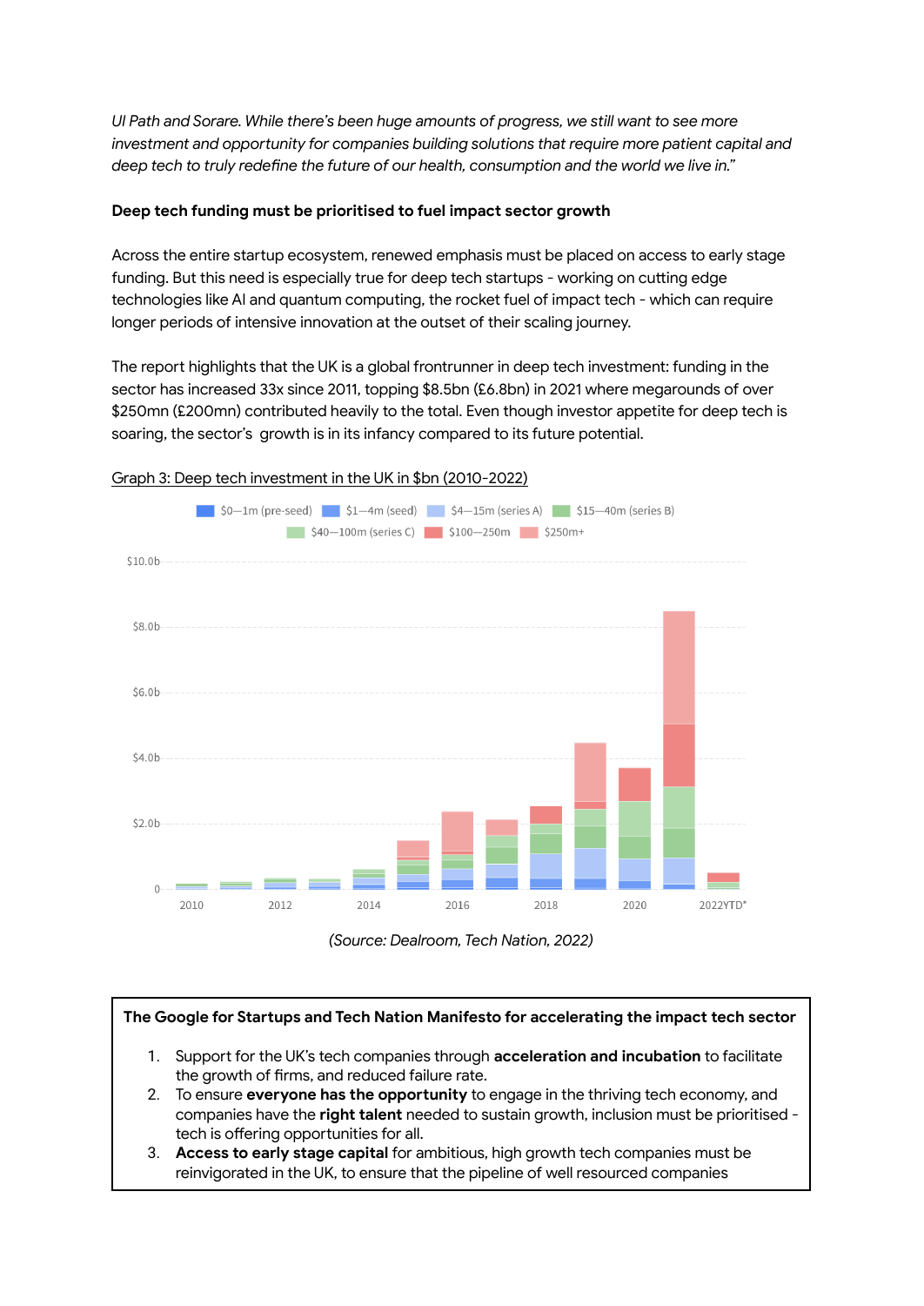*UI Path and Sorare. While there's been huge amounts of progress, we still want to see more investment and opportunity for companies building solutions that require more patient capital and deep tech to truly redefine the future of our health, consumption and the world we live in."*

**Deep tech funding must be prioritised to fuel impact sector growth**

Across the entire startup ecosystem, renewed emphasis must be placed on access to early stage funding. But this need is especially true for deep tech startups - working on cutting edge technologies like AI and quantum computing, the rocket fuel of impact tech - which can require longer periods of intensive innovation at the outset of their scaling journey.

The report highlights that the UK is a global frontrunner in deep tech investment: funding in the sector has increased 33x since 2011, topping $8.5bn (£6.8bn) in 2021 where megarounds of over $250mn (£200mn) contributed heavily to the total. Even though investor appetite for deep tech is soaring, the sector's growth is in its infancy compared to its future potential.

Graph 3: Deep tech investment in the UK in $bn (2010-2022)

$0—1m (pre-seed) $1—4m (seed) $4—15m (series A) $15—40m (series B) $40—100m (series C) $100—250m $250m+

$10.0b
$8.0b
$6.0b
$4.0b
$2.0b
0

2010 2012 2014 2016 2018 2020 2022YTD*

*(Source: Dealroom, Tech Nation, 2022)*

**The Google for Startups and Tech Nation Manifesto for accelerating the impact tech sector**

1. Support for the UK's tech companies through **acceleration and incubation** to facilitate the growth of firms, and reduced failure rate.
2. To ensure **everyone has the opportunity** to engage in the thriving tech economy, and companies have the **right talent** needed to sustain growth, inclusion must be prioritised - tech is offering opportunities for all.
3. **Access to early stage capital** for ambitious, high growth tech companies must be reinvigorated in the UK, to ensure that the pipeline of well resourced companies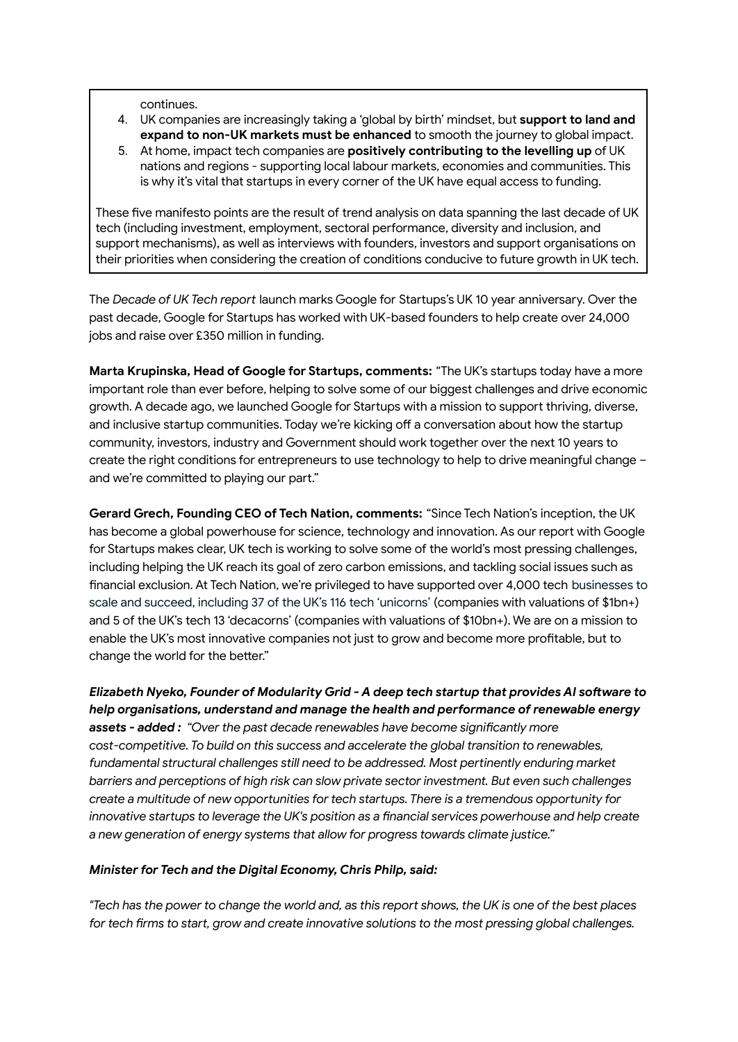continues.

4. UK companies are increasingly taking a 'global by birth' mindset, but **support to land and expand to non-UK markets must be enhanced** to smooth the journey to global impact.
5. At home, impact tech companies are **positively contributing to the levelling up** of UK nations and regions - supporting local labour markets, economies and communities. This is why it's vital that startups in every corner of the UK have equal access to funding.

These five manifesto points are the result of trend analysis on data spanning the last decade of UK tech (including investment, employment, sectoral performance, diversity and inclusion, and support mechanisms), as well as interviews with founders, investors and support organisations on their priorities when considering the creation of conditions conducive to future growth in UK tech.

The *Decade of UK Tech report* launch marks Google for Startups's UK 10 year anniversary. Over the past decade, Google for Startups has worked with UK-based founders to help create over 24,000 jobs and raise over £350 million in funding.

**Marta Krupinska, Head of Google for Startups, comments:** "The UK's startups today have a more important role than ever before, helping to solve some of our biggest challenges and drive economic growth. A decade ago, we launched Google for Startups with a mission to support thriving, diverse, and inclusive startup communities. Today we're kicking off a conversation about how the startup community, investors, industry and Government should work together over the next 10 years to create the right conditions for entrepreneurs to use technology to help to drive meaningful change – and we're committed to playing our part."

**Gerard Grech, Founding CEO of Tech Nation, comments:** "Since Tech Nation's inception, the UK has become a global powerhouse for science, technology and innovation. As our report with Google for Startups makes clear, UK tech is working to solve some of the world's most pressing challenges, including helping the UK reach its goal of zero carbon emissions, and tackling social issues such as financial exclusion. At Tech Nation, we're privileged to have supported over 4,000 tech businesses to scale and succeed, including 37 of the UK's 116 tech 'unicorns' (companies with valuations of $1bn+) and 5 of the UK's tech 13 'decacorns' (companies with valuations of $10bn+). We are on a mission to enable the UK's most innovative companies not just to grow and become more profitable, but to change the world for the better."

***Elizabeth Nyeko, Founder of Modularity Grid - A deep tech startup that provides AI software to help organisations, understand and manage the health and performance of renewable energy assets - added :*** *"Over the past decade renewables have become significantly more cost-competitive. To build on this success and accelerate the global transition to renewables, fundamental structural challenges still need to be addressed. Most pertinently enduring market barriers and perceptions of high risk can slow private sector investment. But even such challenges create a multitude of new opportunities for tech startups. There is a tremendous opportunity for innovative startups to leverage the UK's position as a financial services powerhouse and help create a new generation of energy systems that allow for progress towards climate justice."*

***Minister for Tech and the Digital Economy, Chris Philp, said:***

*"Tech has the power to change the world and, as this report shows, the UK is one of the best places for tech firms to start, grow and create innovative solutions to the most pressing global challenges.*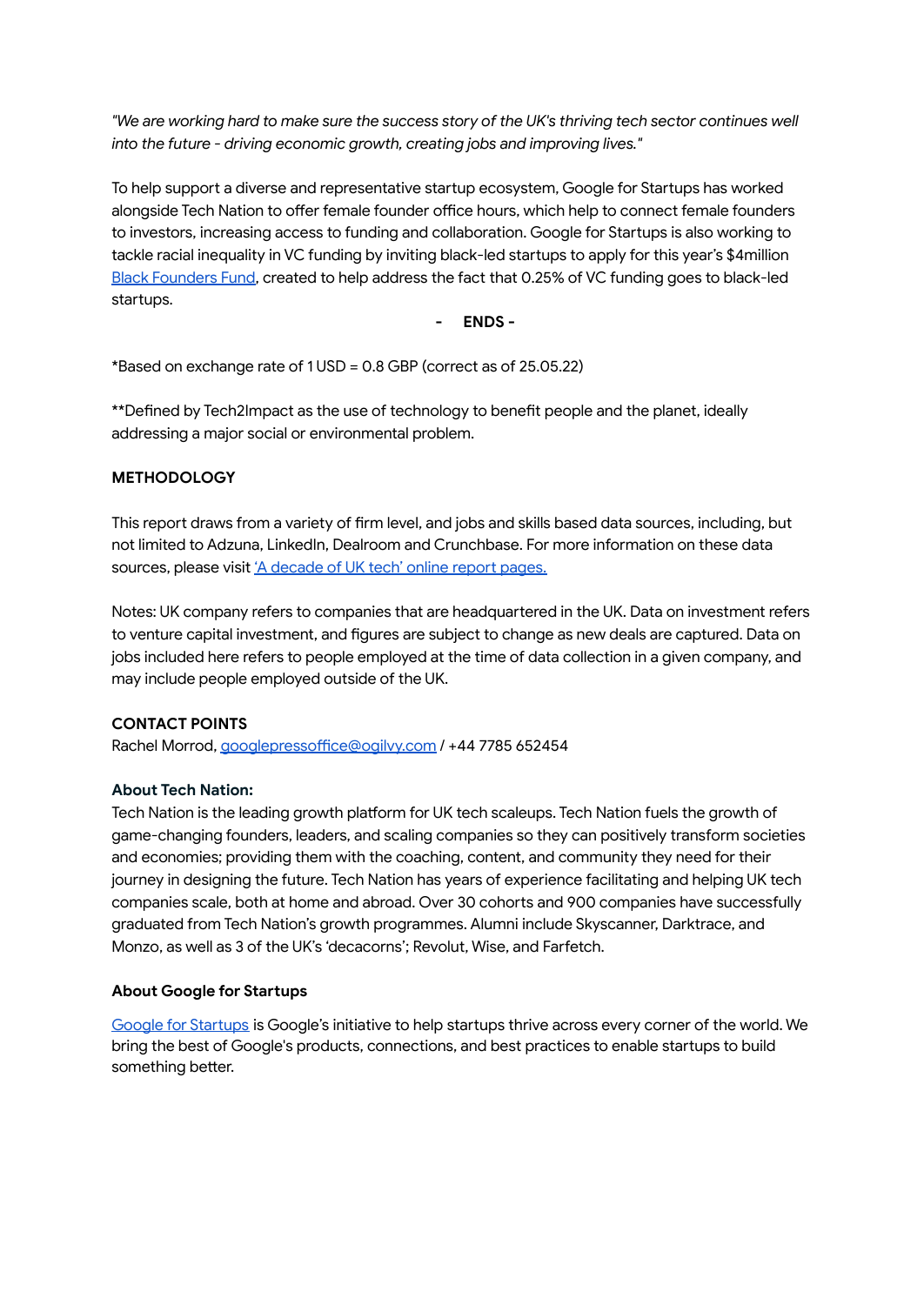*"We are working hard to make sure the success story of the UK's thriving tech sector continues well into the future - driving economic growth, creating jobs and improving lives."*

To help support a diverse and representative startup ecosystem, Google for Startups has worked alongside Tech Nation to offer female founder office hours, which help to connect female founders to investors, increasing access to funding and collaboration. Google for Startups is also working to tackle racial inequality in VC funding by inviting black-led startups to apply for this year's $4million [Black Founders Fund](), created to help address the fact that 0.25% of VC funding goes to black-led startups.

**- ENDS -**

*Based on exchange rate of 1 USD = 0.8 GBP (correct as of 25.05.22)

**Defined by Tech2Impact as the use of technology to benefit people and the planet, ideally addressing a major social or environmental problem.

**METHODOLOGY**

This report draws from a variety of firm level, and jobs and skills based data sources, including, but not limited to Adzuna, LinkedIn, Dealroom and Crunchbase. For more information on these data sources, please visit ['A decade of UK tech' online report pages.]()

Notes: UK company refers to companies that are headquartered in the UK. Data on investment refers to venture capital investment, and figures are subject to change as new deals are captured. Data on jobs included here refers to people employed at the time of data collection in a given company, and may include people employed outside of the UK.

**CONTACT POINTS**

Rachel Morrod, [googlepressoffice@ogilvy.com]() / +44 7785 652454

**About Tech Nation:**

Tech Nation is the leading growth platform for UK tech scaleups. Tech Nation fuels the growth of game-changing founders, leaders, and scaling companies so they can positively transform societies and economies; providing them with the coaching, content, and community they need for their journey in designing the future. Tech Nation has years of experience facilitating and helping UK tech companies scale, both at home and abroad. Over 30 cohorts and 900 companies have successfully graduated from Tech Nation's growth programmes. Alumni include Skyscanner, Darktrace, and Monzo, as well as 3 of the UK's 'decacorns'; Revolut, Wise, and Farfetch.

**About Google for Startups**

[Google for Startups]() is Google's initiative to help startups thrive across every corner of the world. We bring the best of Google's products, connections, and best practices to enable startups to build something better.